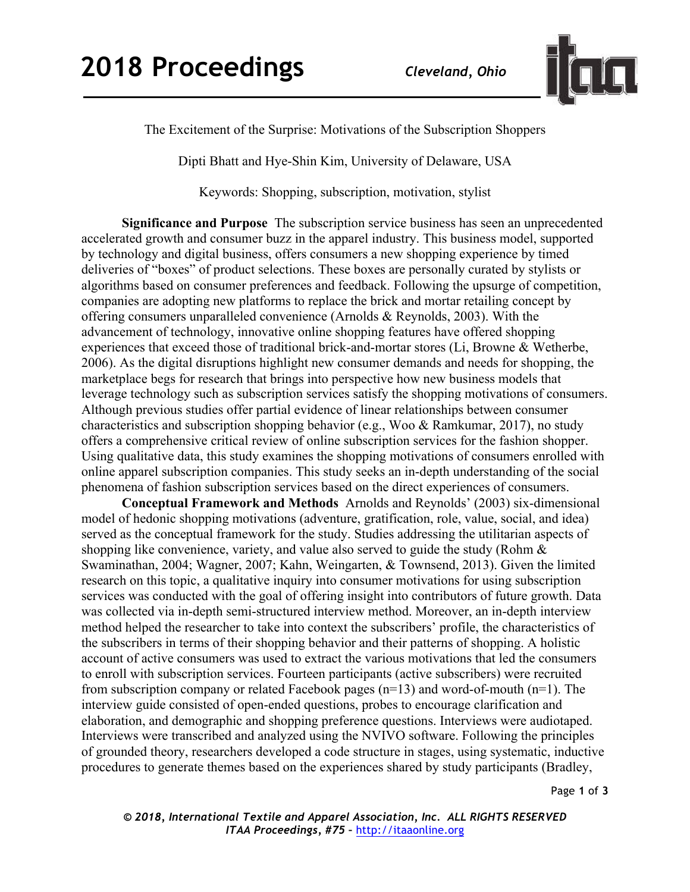The Excitement of the Surprise: Motivations of the Subscription Shoppers

Dipti Bhatt and Hye-Shin Kim, University of Delaware, USA

Keywords: Shopping, subscription, motivation, stylist

**Significance and Purpose** The subscription service business has seen an unprecedented accelerated growth and consumer buzz in the apparel industry. This business model, supported by technology and digital business, offers consumers a new shopping experience by timed deliveries of "boxes" of product selections. These boxes are personally curated by stylists or algorithms based on consumer preferences and feedback. Following the upsurge of competition, companies are adopting new platforms to replace the brick and mortar retailing concept by offering consumers unparalleled convenience (Arnolds & Reynolds, 2003). With the advancement of technology, innovative online shopping features have offered shopping experiences that exceed those of traditional brick-and-mortar stores (Li, Browne & Wetherbe, 2006). As the digital disruptions highlight new consumer demands and needs for shopping, the marketplace begs for research that brings into perspective how new business models that leverage technology such as subscription services satisfy the shopping motivations of consumers. Although previous studies offer partial evidence of linear relationships between consumer characteristics and subscription shopping behavior (e.g., Woo & Ramkumar, 2017), no study offers a comprehensive critical review of online subscription services for the fashion shopper. Using qualitative data, this study examines the shopping motivations of consumers enrolled with online apparel subscription companies. This study seeks an in-depth understanding of the social phenomena of fashion subscription services based on the direct experiences of consumers.

**Conceptual Framework and Methods** Arnolds and Reynolds' (2003) six-dimensional model of hedonic shopping motivations (adventure, gratification, role, value, social, and idea) served as the conceptual framework for the study. Studies addressing the utilitarian aspects of shopping like convenience, variety, and value also served to guide the study (Rohm & Swaminathan, 2004; Wagner, 2007; Kahn, Weingarten, & Townsend, 2013). Given the limited research on this topic, a qualitative inquiry into consumer motivations for using subscription services was conducted with the goal of offering insight into contributors of future growth. Data was collected via in-depth semi-structured interview method. Moreover, an in-depth interview method helped the researcher to take into context the subscribers' profile, the characteristics of the subscribers in terms of their shopping behavior and their patterns of shopping. A holistic account of active consumers was used to extract the various motivations that led the consumers to enroll with subscription services. Fourteen participants (active subscribers) were recruited from subscription company or related Facebook pages (n=13) and word-of-mouth (n=1). The interview guide consisted of open-ended questions, probes to encourage clarification and elaboration, and demographic and shopping preference questions. Interviews were audiotaped. Interviews were transcribed and analyzed using the NVIVO software. Following the principles of grounded theory, researchers developed a code structure in stages, using systematic, inductive procedures to generate themes based on the experiences shared by study participants (Bradley,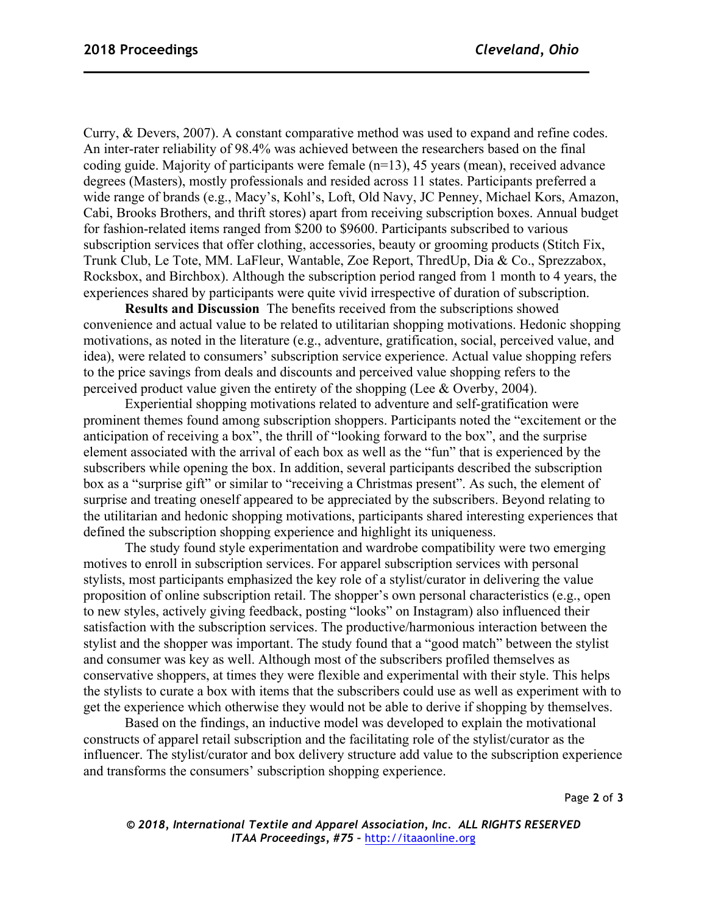Curry, & Devers, 2007). A constant comparative method was used to expand and refine codes. An inter-rater reliability of 98.4% was achieved between the researchers based on the final coding guide. Majority of participants were female (n=13), 45 years (mean), received advance degrees (Masters), mostly professionals and resided across 11 states. Participants preferred a wide range of brands (e.g., Macy's, Kohl's, Loft, Old Navy, JC Penney, Michael Kors, Amazon, Cabi, Brooks Brothers, and thrift stores) apart from receiving subscription boxes. Annual budget for fashion-related items ranged from $200 to $9600. Participants subscribed to various subscription services that offer clothing, accessories, beauty or grooming products (Stitch Fix, Trunk Club, Le Tote, MM. LaFleur, Wantable, Zoe Report, ThredUp, Dia & Co., Sprezzabox, Rocksbox, and Birchbox). Although the subscription period ranged from 1 month to 4 years, the experiences shared by participants were quite vivid irrespective of duration of subscription.

**Results and Discussion** The benefits received from the subscriptions showed convenience and actual value to be related to utilitarian shopping motivations. Hedonic shopping motivations, as noted in the literature (e.g., adventure, gratification, social, perceived value, and idea), were related to consumers' subscription service experience. Actual value shopping refers to the price savings from deals and discounts and perceived value shopping refers to the perceived product value given the entirety of the shopping (Lee & Overby, 2004).

Experiential shopping motivations related to adventure and self-gratification were prominent themes found among subscription shoppers. Participants noted the "excitement or the anticipation of receiving a box", the thrill of "looking forward to the box", and the surprise element associated with the arrival of each box as well as the "fun" that is experienced by the subscribers while opening the box. In addition, several participants described the subscription box as a "surprise gift" or similar to "receiving a Christmas present". As such, the element of surprise and treating oneself appeared to be appreciated by the subscribers. Beyond relating to the utilitarian and hedonic shopping motivations, participants shared interesting experiences that defined the subscription shopping experience and highlight its uniqueness.

The study found style experimentation and wardrobe compatibility were two emerging motives to enroll in subscription services. For apparel subscription services with personal stylists, most participants emphasized the key role of a stylist/curator in delivering the value proposition of online subscription retail. The shopper's own personal characteristics (e.g., open to new styles, actively giving feedback, posting "looks" on Instagram) also influenced their satisfaction with the subscription services. The productive/harmonious interaction between the stylist and the shopper was important. The study found that a "good match" between the stylist and consumer was key as well. Although most of the subscribers profiled themselves as conservative shoppers, at times they were flexible and experimental with their style. This helps the stylists to curate a box with items that the subscribers could use as well as experiment with to get the experience which otherwise they would not be able to derive if shopping by themselves.

Based on the findings, an inductive model was developed to explain the motivational constructs of apparel retail subscription and the facilitating role of the stylist/curator as the influencer. The stylist/curator and box delivery structure add value to the subscription experience and transforms the consumers' subscription shopping experience.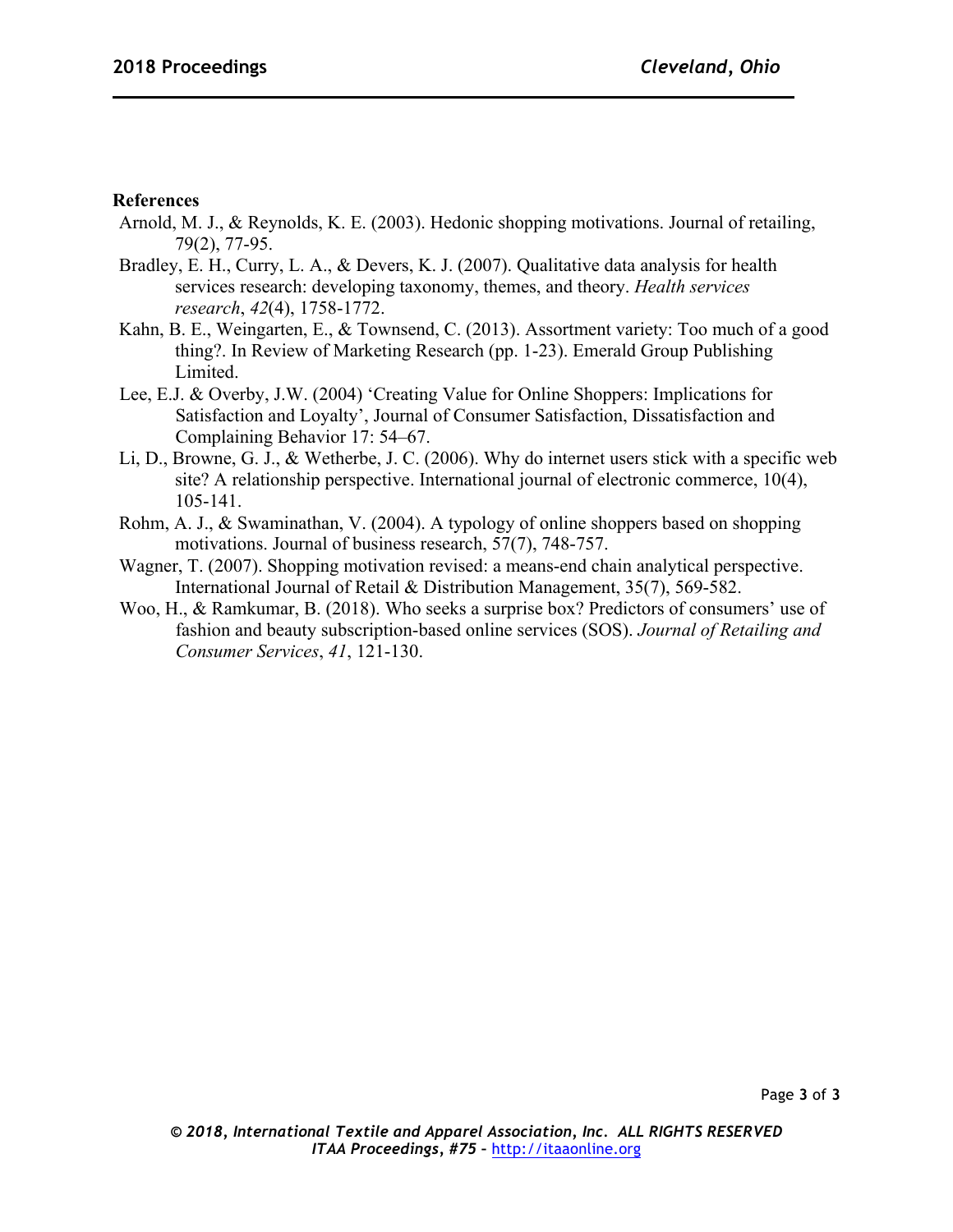**References**

Arnold, M. J., & Reynolds, K. E. (2003). Hedonic shopping motivations. Journal of retailing, 79(2), 77-95.

Bradley, E. H., Curry, L. A., & Devers, K. J. (2007). Qualitative data analysis for health services research: developing taxonomy, themes, and theory. *Health services research*, *42*(4), 1758-1772.

Kahn, B. E., Weingarten, E., & Townsend, C. (2013). Assortment variety: Too much of a good thing?. In Review of Marketing Research (pp. 1-23). Emerald Group Publishing Limited.

Lee, E.J. & Overby, J.W. (2004) 'Creating Value for Online Shoppers: Implications for Satisfaction and Loyalty', Journal of Consumer Satisfaction, Dissatisfaction and Complaining Behavior 17: 54–67.

Li, D., Browne, G. J., & Wetherbe, J. C. (2006). Why do internet users stick with a specific web site? A relationship perspective. International journal of electronic commerce, 10(4), 105-141.

Rohm, A. J., & Swaminathan, V. (2004). A typology of online shoppers based on shopping motivations. Journal of business research, 57(7), 748-757.

Wagner, T. (2007). Shopping motivation revised: a means-end chain analytical perspective. International Journal of Retail & Distribution Management, 35(7), 569-582.

Woo, H., & Ramkumar, B. (2018). Who seeks a surprise box? Predictors of consumers' use of fashion and beauty subscription-based online services (SOS). *Journal of Retailing and Consumer Services*, *41*, 121-130.